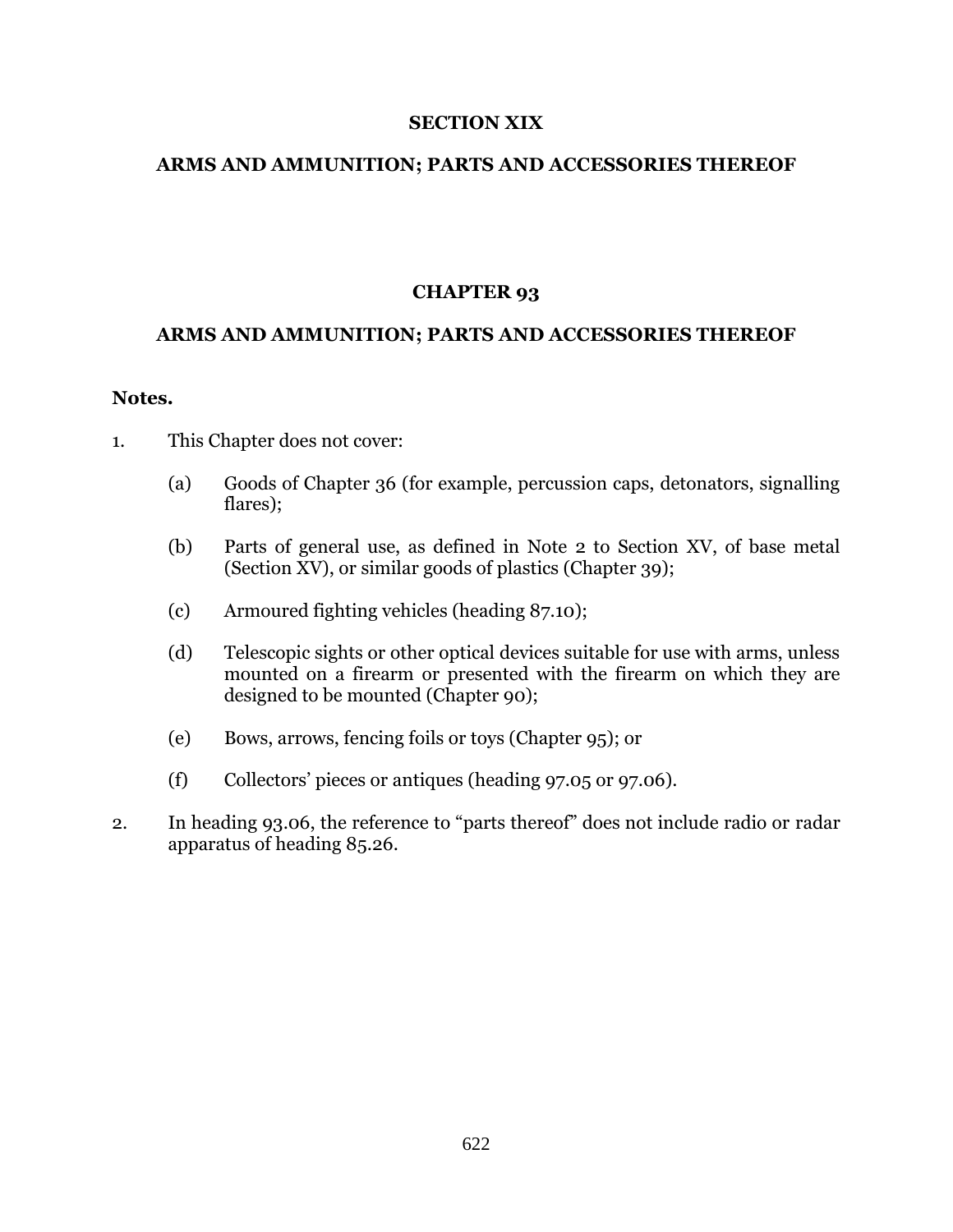# SECTION XIX

# ARMS AND AMMUNITION; PARTS AND ACCESSORIES THEREOF

## CHAPTER 93

## ARMS AND AMMUNITION; PARTS AND ACCESSORIES THEREOF

**Notes.**

1. This Chapter does not cover:

   (a) Goods of Chapter 36 (for example, percussion caps, detonators, signalling flares);

   (b) Parts of general use, as defined in Note 2 to Section XV, of base metal (Section XV), or similar goods of plastics (Chapter 39);

   (c) Armoured fighting vehicles (heading 87.10);

   (d) Telescopic sights or other optical devices suitable for use with arms, unless mounted on a firearm or presented with the firearm on which they are designed to be mounted (Chapter 90);

   (e) Bows, arrows, fencing foils or toys (Chapter 95); or

   (f) Collectors' pieces or antiques (heading 97.05 or 97.06).

2. In heading 93.06, the reference to "parts thereof" does not include radio or radar apparatus of heading 85.26.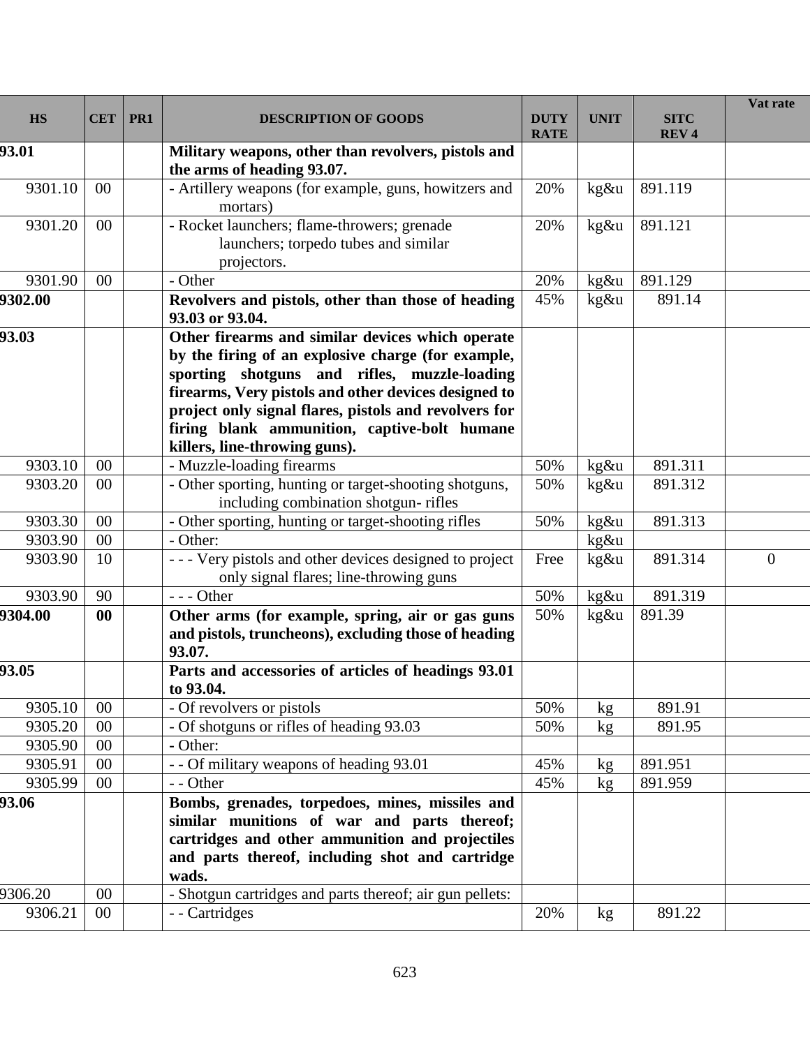| HS | CET | PR1 | DESCRIPTION OF GOODS | DUTY RATE | UNIT | SITC REV 4 | Vat rate |
|---|---|---|---|---|---|---|---|
| **93.01** | | | **Military weapons, other than revolvers, pistols and the arms of heading 93.07.** | | | | |
| 9301.10 | 00 | | - Artillery weapons (for example, guns, howitzers and mortars) | 20% | kg&u | 891.119 | |
| 9301.20 | 00 | | - Rocket launchers; flame-throwers; grenade launchers; torpedo tubes and similar projectors. | 20% | kg&u | 891.121 | |
| 9301.90 | 00 | | - Other | 20% | kg&u | 891.129 | |
| **9302.00** | | | **Revolvers and pistols, other than those of heading 93.03 or 93.04.** | 45% | kg&u | 891.14 | |
| **93.03** | | | **Other firearms and similar devices which operate by the firing of an explosive charge (for example, sporting shotguns and rifles, muzzle-loading firearms, Very pistols and other devices designed to project only signal flares, pistols and revolvers for firing blank ammunition, captive-bolt humane killers, line-throwing guns).** | | | | |
| 9303.10 | 00 | | - Muzzle-loading firearms | 50% | kg&u | 891.311 | |
| 9303.20 | 00 | | - Other sporting, hunting or target-shooting shotguns, including combination shotgun- rifles | 50% | kg&u | 891.312 | |
| 9303.30 | 00 | | - Other sporting, hunting or target-shooting rifles | 50% | kg&u | 891.313 | |
| 9303.90 | 00 | | - Other: | | kg&u | | |
| 9303.90 | 10 | | - - - Very pistols and other devices designed to project only signal flares; line-throwing guns | Free | kg&u | 891.314 | 0 |
| 9303.90 | 90 | | - - - Other | 50% | kg&u | 891.319 | |
| **9304.00** | **00** | | **Other arms (for example, spring, air or gas guns and pistols, truncheons), excluding those of heading 93.07.** | 50% | kg&u | 891.39 | |
| **93.05** | | | **Parts and accessories of articles of headings 93.01 to 93.04.** | | | | |
| 9305.10 | 00 | | - Of revolvers or pistols | 50% | kg | 891.91 | |
| 9305.20 | 00 | | - Of shotguns or rifles of heading 93.03 | 50% | kg | 891.95 | |
| 9305.90 | 00 | | - Other: | | | | |
| 9305.91 | 00 | | - - Of military weapons of heading 93.01 | 45% | kg | 891.951 | |
| 9305.99 | 00 | | - - Other | 45% | kg | 891.959 | |
| **93.06** | | | **Bombs, grenades, torpedoes, mines, missiles and similar munitions of war and parts thereof; cartridges and other ammunition and projectiles and parts thereof, including shot and cartridge wads.** | | | | |
| 9306.20 | 00 | | - Shotgun cartridges and parts thereof; air gun pellets: | | | | |
| 9306.21 | 00 | | - - Cartridges | 20% | kg | 891.22 | |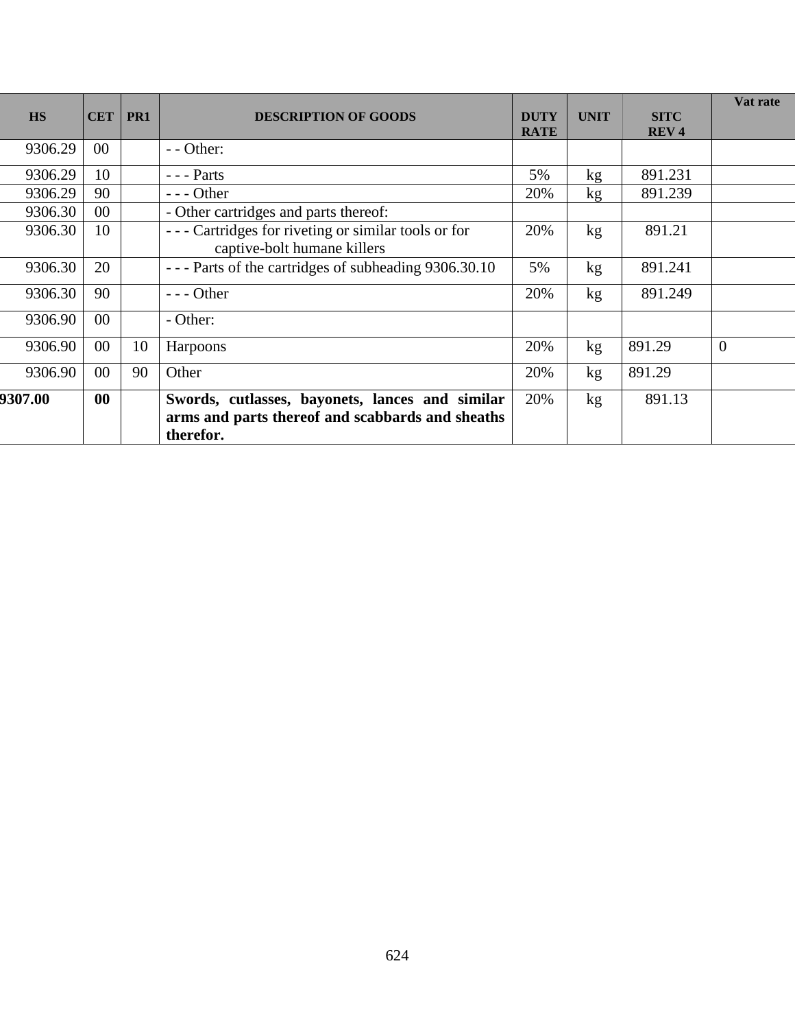| HS | CET | PR1 | DESCRIPTION OF GOODS | DUTY RATE | UNIT | SITC REV 4 | Vat rate |
|---|---|---|---|---|---|---|---|
| 9306.29 | 00 | | - - Other: | | | | |
| 9306.29 | 10 | | - - - Parts | 5% | kg | 891.231 | |
| 9306.29 | 90 | | - - - Other | 20% | kg | 891.239 | |
| 9306.30 | 00 | | - Other cartridges and parts thereof: | | | | |
| 9306.30 | 10 | | - - - Cartridges for riveting or similar tools or for captive-bolt humane killers | 20% | kg | 891.21 | |
| 9306.30 | 20 | | - - - Parts of the cartridges of subheading 9306.30.10 | 5% | kg | 891.241 | |
| 9306.30 | 90 | | - - - Other | 20% | kg | 891.249 | |
| 9306.90 | 00 | | - Other: | | | | |
| 9306.90 | 00 | 10 | Harpoons | 20% | kg | 891.29 | 0 |
| 9306.90 | 00 | 90 | Other | 20% | kg | 891.29 | |
| **9307.00** | **00** | | **Swords, cutlasses, bayonets, lances and similar arms and parts thereof and scabbards and sheaths therefor.** | 20% | kg | 891.13 | |